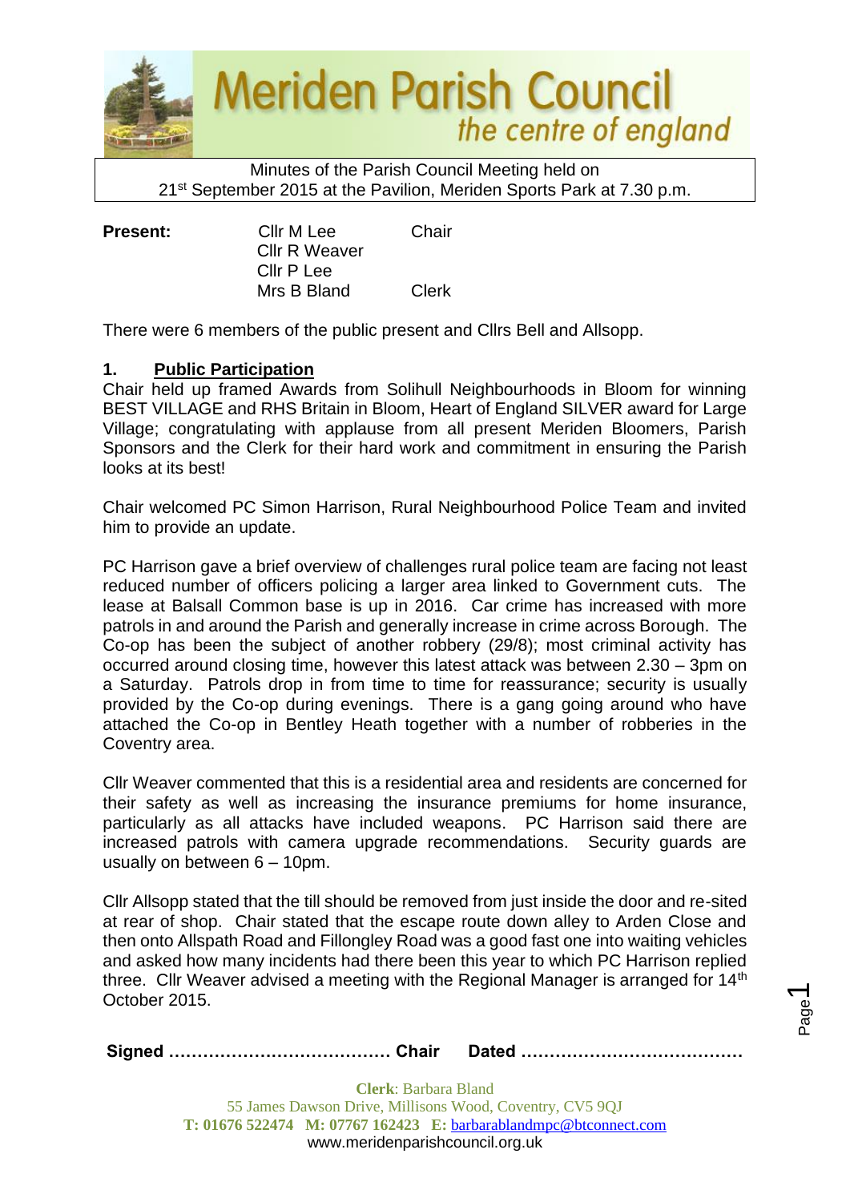# Meriden Parish Council

*the centre of england*

Minutes of the Parish Council Meeting held on 21st September 2015 at the Pavilion, Meriden Sports Park at 7.30 p.m.

| **Present:** | Cllr M Lee | Chair |
|---|---|---|
| | Cllr R Weaver | |
| | Cllr P Lee | |
| | Mrs B Bland | Clerk |

There were 6 members of the public present and Cllrs Bell and Allsopp.

## 1. Public Participation

Chair held up framed Awards from Solihull Neighbourhoods in Bloom for winning BEST VILLAGE and RHS Britain in Bloom, Heart of England SILVER award for Large Village; congratulating with applause from all present Meriden Bloomers, Parish Sponsors and the Clerk for their hard work and commitment in ensuring the Parish looks at its best!

Chair welcomed PC Simon Harrison, Rural Neighbourhood Police Team and invited him to provide an update.

PC Harrison gave a brief overview of challenges rural police team are facing not least reduced number of officers policing a larger area linked to Government cuts. The lease at Balsall Common base is up in 2016. Car crime has increased with more patrols in and around the Parish and generally increase in crime across Borough. The Co-op has been the subject of another robbery (29/8); most criminal activity has occurred around closing time, however this latest attack was between 2.30 – 3pm on a Saturday. Patrols drop in from time to time for reassurance; security is usually provided by the Co-op during evenings. There is a gang going around who have attached the Co-op in Bentley Heath together with a number of robberies in the Coventry area.

Cllr Weaver commented that this is a residential area and residents are concerned for their safety as well as increasing the insurance premiums for home insurance, particularly as all attacks have included weapons. PC Harrison said there are increased patrols with camera upgrade recommendations. Security guards are usually on between 6 – 10pm.

Cllr Allsopp stated that the till should be removed from just inside the door and re-sited at rear of shop. Chair stated that the escape route down alley to Arden Close and then onto Allspath Road and Fillongley Road was a good fast one into waiting vehicles and asked how many incidents had there been this year to which PC Harrison replied three. Cllr Weaver advised a meeting with the Regional Manager is arranged for 14th October 2015.

**Signed ………………………………… Chair Dated …………………………………**

**Clerk**: Barbara Bland
55 James Dawson Drive, Millisons Wood, Coventry, CV5 9QJ
**T: 01676 522474 M: 07767 162423 E:** barbarablandmpc@btconnect.com
www.meridenparishcouncil.org.uk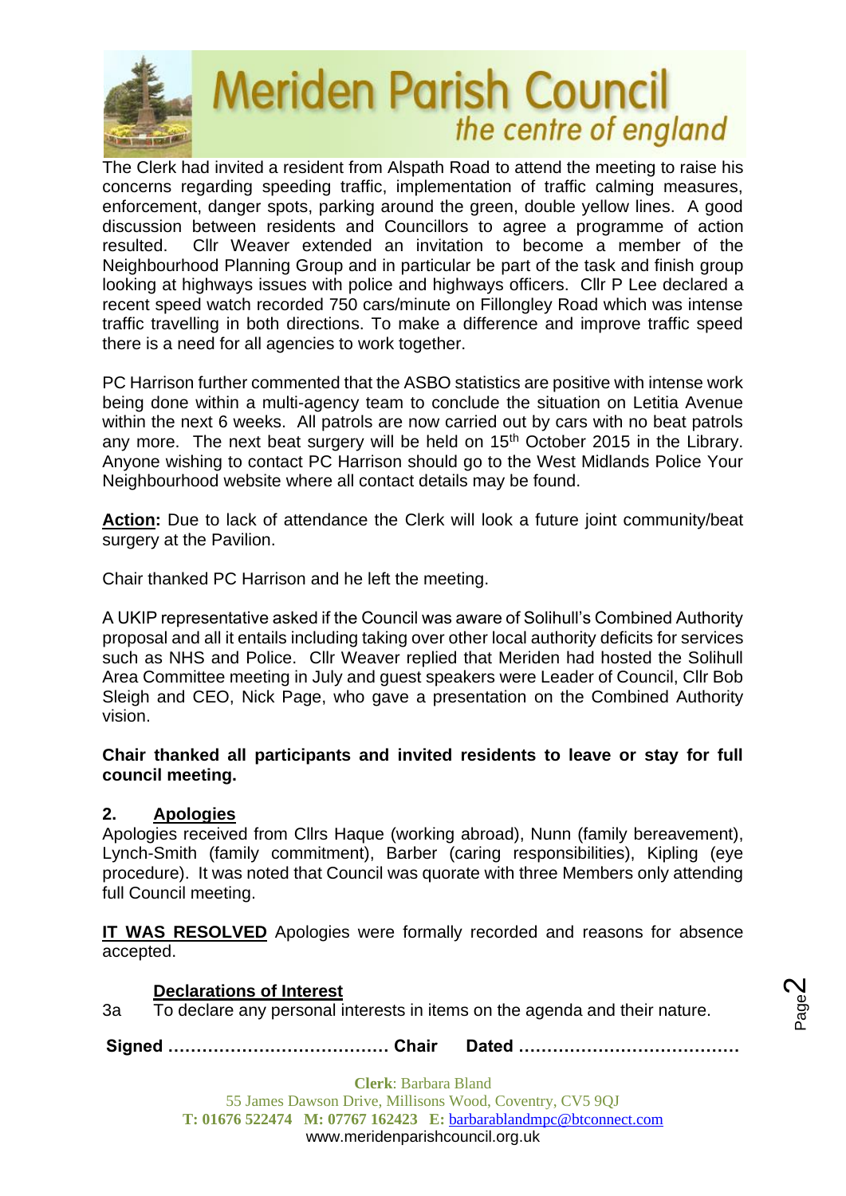The Clerk had invited a resident from Alspath Road to attend the meeting to raise his concerns regarding speeding traffic, implementation of traffic calming measures, enforcement, danger spots, parking around the green, double yellow lines. A good discussion between residents and Councillors to agree a programme of action resulted. Cllr Weaver extended an invitation to become a member of the Neighbourhood Planning Group and in particular be part of the task and finish group looking at highways issues with police and highways officers. Cllr P Lee declared a recent speed watch recorded 750 cars/minute on Fillongley Road which was intense traffic travelling in both directions. To make a difference and improve traffic speed there is a need for all agencies to work together.

PC Harrison further commented that the ASBO statistics are positive with intense work being done within a multi-agency team to conclude the situation on Letitia Avenue within the next 6 weeks. All patrols are now carried out by cars with no beat patrols any more. The next beat surgery will be held on 15th October 2015 in the Library. Anyone wishing to contact PC Harrison should go to the West Midlands Police Your Neighbourhood website where all contact details may be found.

**Action:** Due to lack of attendance the Clerk will look a future joint community/beat surgery at the Pavilion.

Chair thanked PC Harrison and he left the meeting.

A UKIP representative asked if the Council was aware of Solihull's Combined Authority proposal and all it entails including taking over other local authority deficits for services such as NHS and Police. Cllr Weaver replied that Meriden had hosted the Solihull Area Committee meeting in July and guest speakers were Leader of Council, Cllr Bob Sleigh and CEO, Nick Page, who gave a presentation on the Combined Authority vision.

**Chair thanked all participants and invited residents to leave or stay for full council meeting.**

## 2. Apologies

Apologies received from Cllrs Haque (working abroad), Nunn (family bereavement), Lynch-Smith (family commitment), Barber (caring responsibilities), Kipling (eye procedure). It was noted that Council was quorate with three Members only attending full Council meeting.

**IT WAS RESOLVED** Apologies were formally recorded and reasons for absence accepted.

## Declarations of Interest

3a To declare any personal interests in items on the agenda and their nature.

**Signed ………………………………… Chair Dated …………………………………**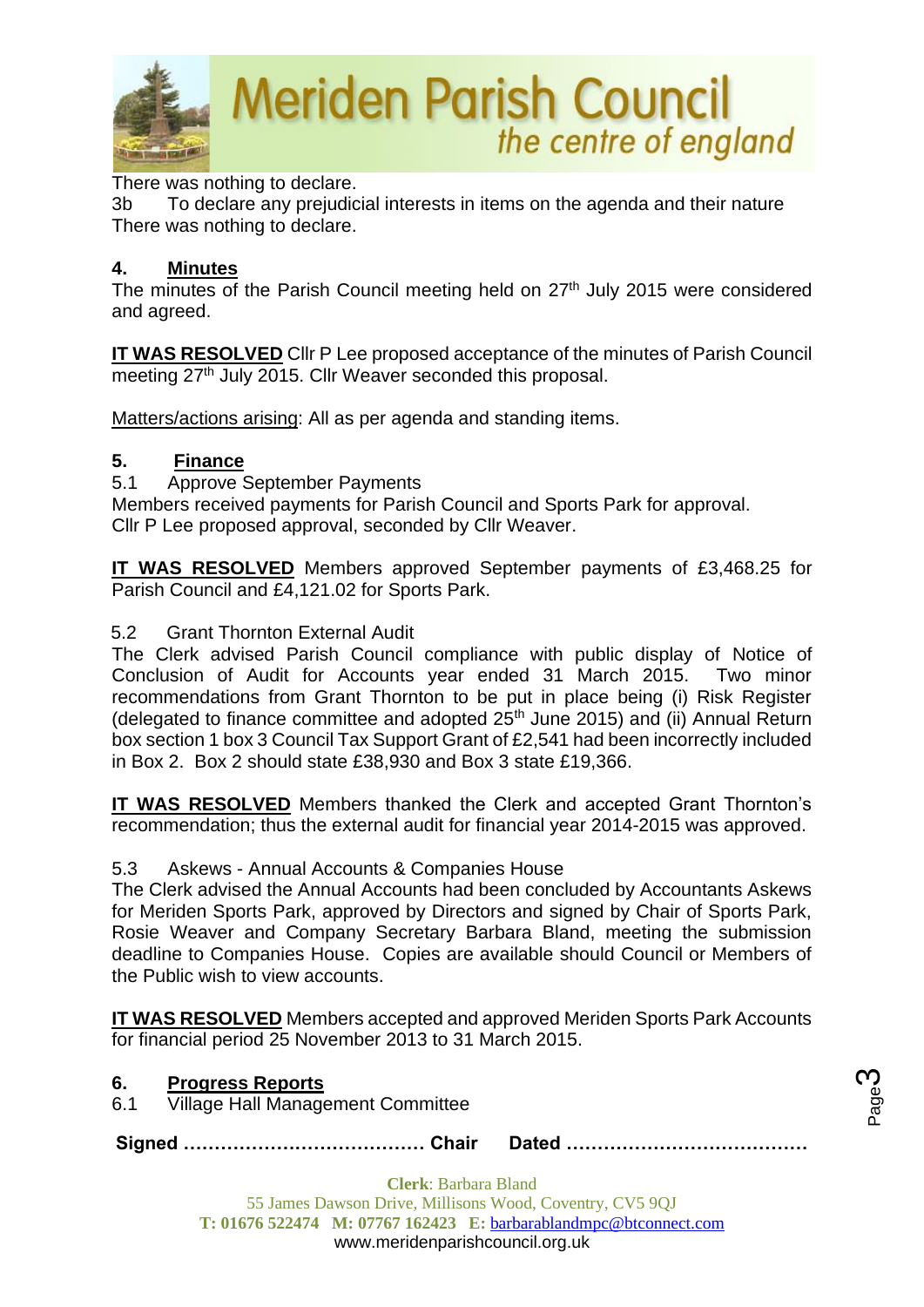There was nothing to declare.

3b To declare any prejudicial interests in items on the agenda and their nature

There was nothing to declare.

## 4. Minutes

The minutes of the Parish Council meeting held on 27th July 2015 were considered and agreed.

**IT WAS RESOLVED** Cllr P Lee proposed acceptance of the minutes of Parish Council meeting 27th July 2015. Cllr Weaver seconded this proposal.

Matters/actions arising: All as per agenda and standing items.

## 5. Finance

5.1 Approve September Payments

Members received payments for Parish Council and Sports Park for approval. Cllr P Lee proposed approval, seconded by Cllr Weaver.

**IT WAS RESOLVED** Members approved September payments of £3,468.25 for Parish Council and £4,121.02 for Sports Park.

5.2 Grant Thornton External Audit

The Clerk advised Parish Council compliance with public display of Notice of Conclusion of Audit for Accounts year ended 31 March 2015. Two minor recommendations from Grant Thornton to be put in place being (i) Risk Register (delegated to finance committee and adopted 25th June 2015) and (ii) Annual Return box section 1 box 3 Council Tax Support Grant of £2,541 had been incorrectly included in Box 2. Box 2 should state £38,930 and Box 3 state £19,366.

**IT WAS RESOLVED** Members thanked the Clerk and accepted Grant Thornton's recommendation; thus the external audit for financial year 2014-2015 was approved.

5.3 Askews - Annual Accounts & Companies House

The Clerk advised the Annual Accounts had been concluded by Accountants Askews for Meriden Sports Park, approved by Directors and signed by Chair of Sports Park, Rosie Weaver and Company Secretary Barbara Bland, meeting the submission deadline to Companies House. Copies are available should Council or Members of the Public wish to view accounts.

**IT WAS RESOLVED** Members accepted and approved Meriden Sports Park Accounts for financial period 25 November 2013 to 31 March 2015.

## 6. Progress Reports

6.1 Village Hall Management Committee

**Signed ………………………………… Chair Dated …………………………………**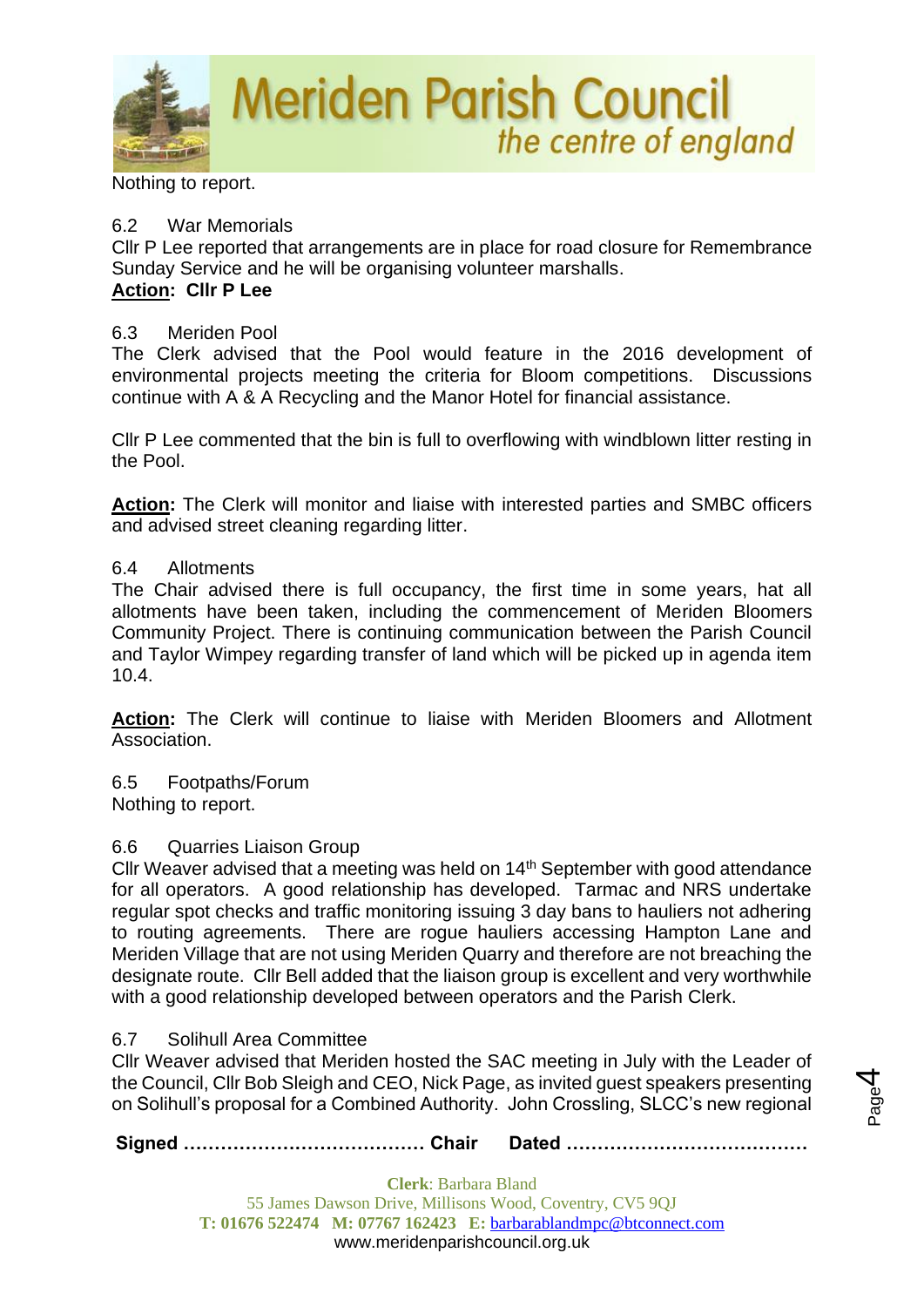Nothing to report.

6.2 War Memorials

Cllr P Lee reported that arrangements are in place for road closure for Remembrance Sunday Service and he will be organising volunteer marshalls.

**Action: Cllr P Lee**

6.3 Meriden Pool

The Clerk advised that the Pool would feature in the 2016 development of environmental projects meeting the criteria for Bloom competitions. Discussions continue with A & A Recycling and the Manor Hotel for financial assistance.

Cllr P Lee commented that the bin is full to overflowing with windblown litter resting in the Pool.

**Action:** The Clerk will monitor and liaise with interested parties and SMBC officers and advised street cleaning regarding litter.

6.4 Allotments

The Chair advised there is full occupancy, the first time in some years, hat all allotments have been taken, including the commencement of Meriden Bloomers Community Project. There is continuing communication between the Parish Council and Taylor Wimpey regarding transfer of land which will be picked up in agenda item 10.4.

**Action:** The Clerk will continue to liaise with Meriden Bloomers and Allotment Association.

6.5 Footpaths/Forum

Nothing to report.

6.6 Quarries Liaison Group

Cllr Weaver advised that a meeting was held on 14th September with good attendance for all operators. A good relationship has developed. Tarmac and NRS undertake regular spot checks and traffic monitoring issuing 3 day bans to hauliers not adhering to routing agreements. There are rogue hauliers accessing Hampton Lane and Meriden Village that are not using Meriden Quarry and therefore are not breaching the designate route. Cllr Bell added that the liaison group is excellent and very worthwhile with a good relationship developed between operators and the Parish Clerk.

6.7 Solihull Area Committee

Cllr Weaver advised that Meriden hosted the SAC meeting in July with the Leader of the Council, Cllr Bob Sleigh and CEO, Nick Page, as invited guest speakers presenting on Solihull's proposal for a Combined Authority. John Crossling, SLCC's new regional

**Signed ………………………………… Chair Dated …………………………………**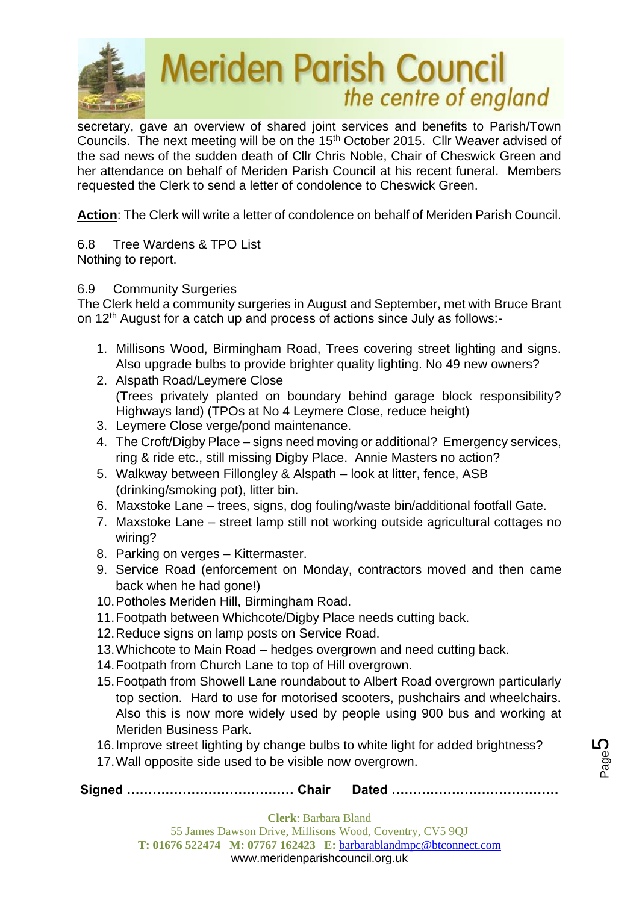secretary, gave an overview of shared joint services and benefits to Parish/Town Councils. The next meeting will be on the 15th October 2015. Cllr Weaver advised of the sad news of the sudden death of Cllr Chris Noble, Chair of Cheswick Green and her attendance on behalf of Meriden Parish Council at his recent funeral. Members requested the Clerk to send a letter of condolence to Cheswick Green.

**Action**: The Clerk will write a letter of condolence on behalf of Meriden Parish Council.

6.8 Tree Wardens & TPO List
Nothing to report.

6.9 Community Surgeries
The Clerk held a community surgeries in August and September, met with Bruce Brant on 12th August for a catch up and process of actions since July as follows:-

1. Millisons Wood, Birmingham Road, Trees covering street lighting and signs. Also upgrade bulbs to provide brighter quality lighting. No 49 new owners?
2. Alspath Road/Leymere Close
   (Trees privately planted on boundary behind garage block responsibility? Highways land) (TPOs at No 4 Leymere Close, reduce height)
3. Leymere Close verge/pond maintenance.
4. The Croft/Digby Place – signs need moving or additional? Emergency services, ring & ride etc., still missing Digby Place. Annie Masters no action?
5. Walkway between Fillongley & Alspath – look at litter, fence, ASB (drinking/smoking pot), litter bin.
6. Maxstoke Lane – trees, signs, dog fouling/waste bin/additional footfall Gate.
7. Maxstoke Lane – street lamp still not working outside agricultural cottages no wiring?
8. Parking on verges – Kittermaster.
9. Service Road (enforcement on Monday, contractors moved and then came back when he had gone!)
10. Potholes Meriden Hill, Birmingham Road.
11. Footpath between Whichcote/Digby Place needs cutting back.
12. Reduce signs on lamp posts on Service Road.
13. Whichcote to Main Road – hedges overgrown and need cutting back.
14. Footpath from Church Lane to top of Hill overgrown.
15. Footpath from Showell Lane roundabout to Albert Road overgrown particularly top section. Hard to use for motorised scooters, pushchairs and wheelchairs. Also this is now more widely used by people using 900 bus and working at Meriden Business Park.
16. Improve street lighting by change bulbs to white light for added brightness?
17. Wall opposite side used to be visible now overgrown.

**Signed ………………………………… Chair Dated …………………………………**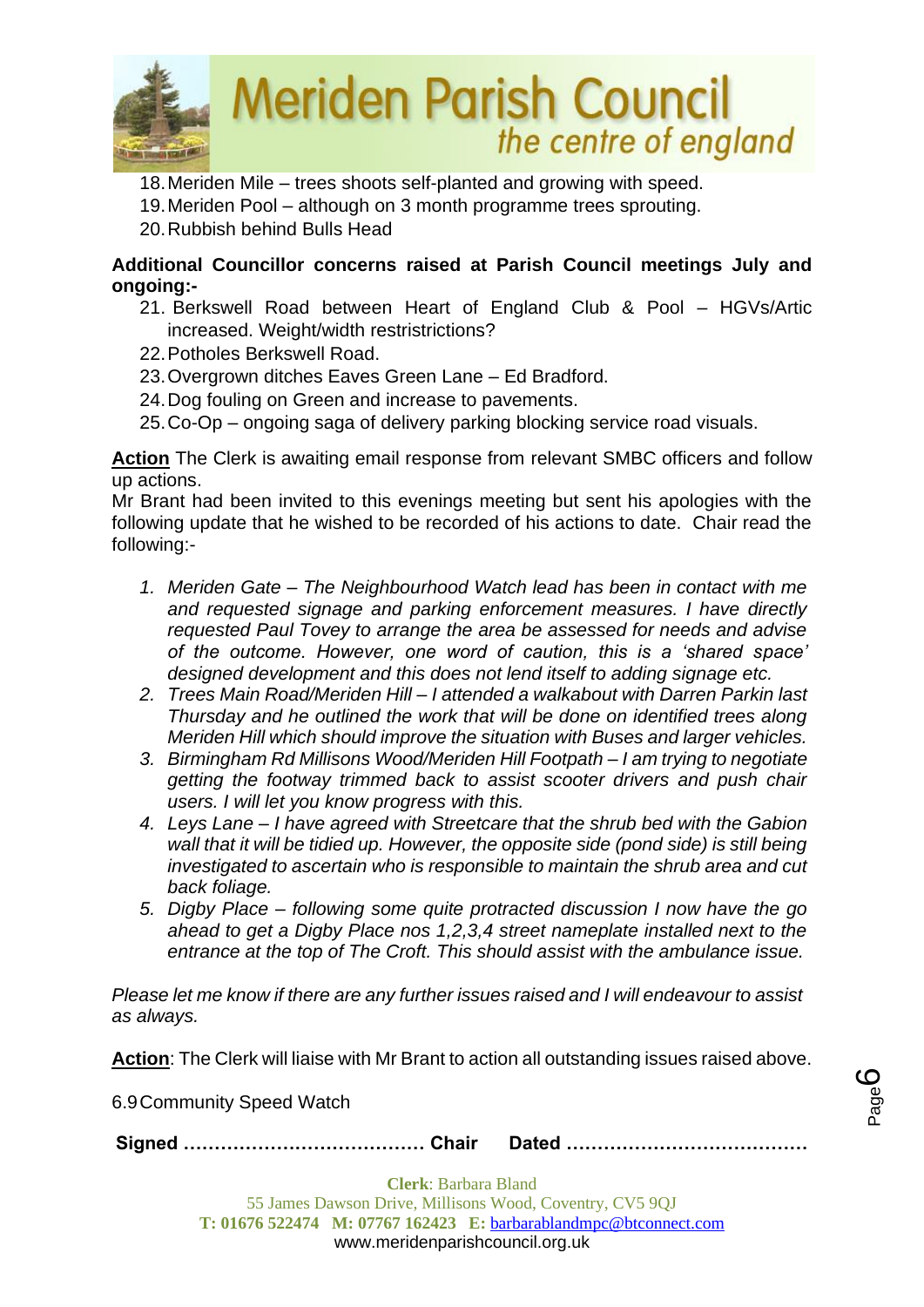18. Meriden Mile – trees shoots self-planted and growing with speed.
19. Meriden Pool – although on 3 month programme trees sprouting.
20. Rubbish behind Bulls Head

**Additional Councillor concerns raised at Parish Council meetings July and ongoing:-**

21. Berkswell Road between Heart of England Club & Pool – HGVs/Artic increased. Weight/width restristrictions?
22. Potholes Berkswell Road.
23. Overgrown ditches Eaves Green Lane – Ed Bradford.
24. Dog fouling on Green and increase to pavements.
25. Co-Op – ongoing saga of delivery parking blocking service road visuals.

**Action** The Clerk is awaiting email response from relevant SMBC officers and follow up actions.

Mr Brant had been invited to this evenings meeting but sent his apologies with the following update that he wished to be recorded of his actions to date. Chair read the following:-

1. *Meriden Gate – The Neighbourhood Watch lead has been in contact with me and requested signage and parking enforcement measures. I have directly requested Paul Tovey to arrange the area be assessed for needs and advise of the outcome. However, one word of caution, this is a 'shared space' designed development and this does not lend itself to adding signage etc.*
2. *Trees Main Road/Meriden Hill – I attended a walkabout with Darren Parkin last Thursday and he outlined the work that will be done on identified trees along Meriden Hill which should improve the situation with Buses and larger vehicles.*
3. *Birmingham Rd Millisons Wood/Meriden Hill Footpath – I am trying to negotiate getting the footway trimmed back to assist scooter drivers and push chair users. I will let you know progress with this.*
4. *Leys Lane – I have agreed with Streetcare that the shrub bed with the Gabion wall that it will be tidied up. However, the opposite side (pond side) is still being investigated to ascertain who is responsible to maintain the shrub area and cut back foliage.*
5. *Digby Place – following some quite protracted discussion I now have the go ahead to get a Digby Place nos 1,2,3,4 street nameplate installed next to the entrance at the top of The Croft. This should assist with the ambulance issue.*

*Please let me know if there are any further issues raised and I will endeavour to assist as always.*

**Action**: The Clerk will liaise with Mr Brant to action all outstanding issues raised above.

6.9 Community Speed Watch

**Signed ………………………………… Chair  Dated …………………………………**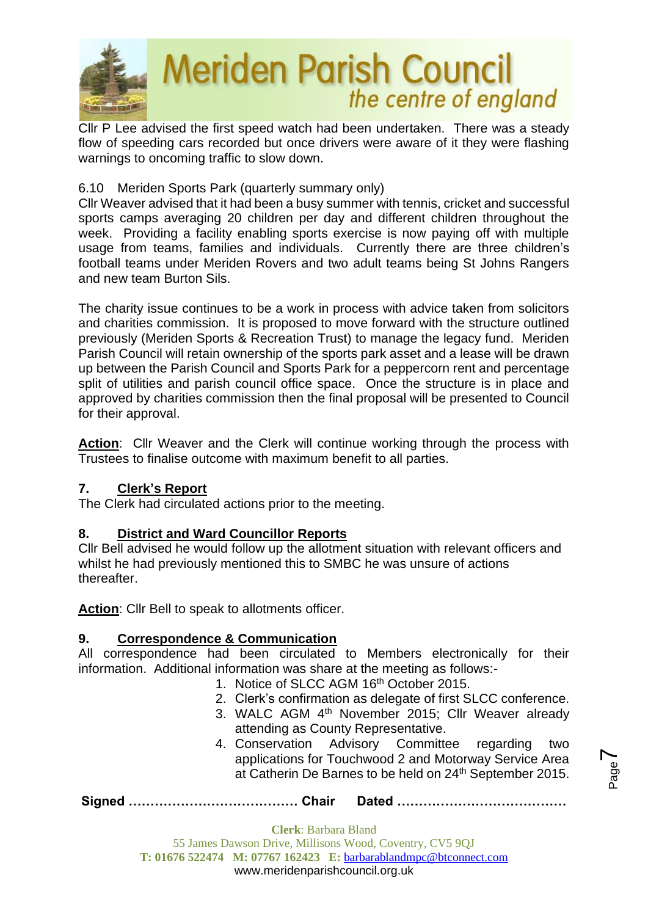Cllr P Lee advised the first speed watch had been undertaken. There was a steady flow of speeding cars recorded but once drivers were aware of it they were flashing warnings to oncoming traffic to slow down.

6.10 Meriden Sports Park (quarterly summary only)

Cllr Weaver advised that it had been a busy summer with tennis, cricket and successful sports camps averaging 20 children per day and different children throughout the week. Providing a facility enabling sports exercise is now paying off with multiple usage from teams, families and individuals. Currently there are three children's football teams under Meriden Rovers and two adult teams being St Johns Rangers and new team Burton Sils.

The charity issue continues to be a work in process with advice taken from solicitors and charities commission. It is proposed to move forward with the structure outlined previously (Meriden Sports & Recreation Trust) to manage the legacy fund. Meriden Parish Council will retain ownership of the sports park asset and a lease will be drawn up between the Parish Council and Sports Park for a peppercorn rent and percentage split of utilities and parish council office space. Once the structure is in place and approved by charities commission then the final proposal will be presented to Council for their approval.

**Action**: Cllr Weaver and the Clerk will continue working through the process with Trustees to finalise outcome with maximum benefit to all parties.

## 7. Clerk's Report

The Clerk had circulated actions prior to the meeting.

## 8. District and Ward Councillor Reports

Cllr Bell advised he would follow up the allotment situation with relevant officers and whilst he had previously mentioned this to SMBC he was unsure of actions thereafter.

**Action**: Cllr Bell to speak to allotments officer.

## 9. Correspondence & Communication

All correspondence had been circulated to Members electronically for their information. Additional information was share at the meeting as follows:-

1. Notice of SLCC AGM 16th October 2015.
2. Clerk's confirmation as delegate of first SLCC conference.
3. WALC AGM 4th November 2015; Cllr Weaver already attending as County Representative.
4. Conservation Advisory Committee regarding two applications for Touchwood 2 and Motorway Service Area at Catherin De Barnes to be held on 24th September 2015.

**Signed ………………………………… Chair Dated …………………………………**

**Clerk**: Barbara Bland
55 James Dawson Drive, Millisons Wood, Coventry, CV5 9QJ
**T:** 01676 522474 **M:** 07767 162423 **E:** barbarablandmpc@btconnect.com
www.meridenparishcouncil.org.uk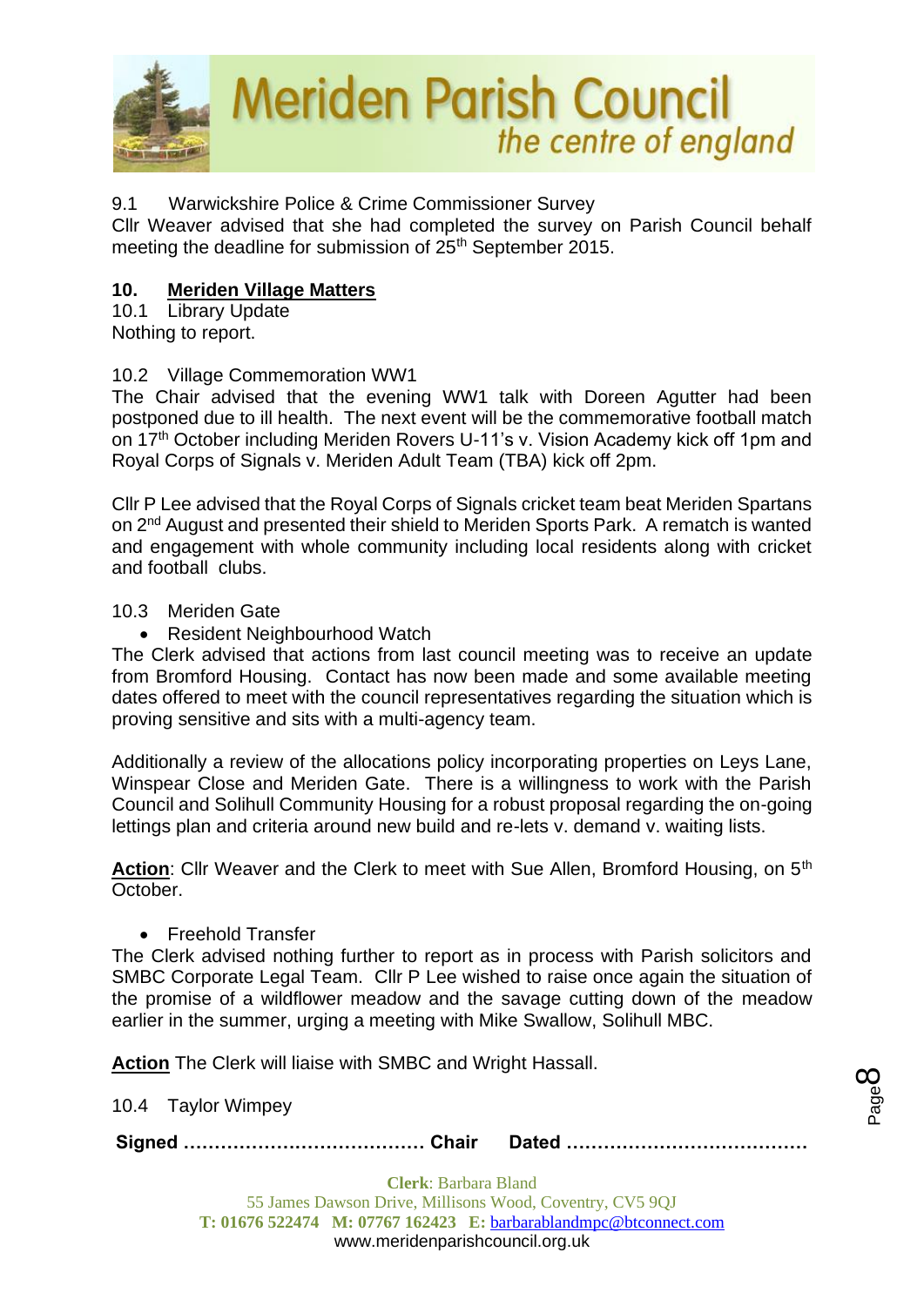9.1 Warwickshire Police & Crime Commissioner Survey

Cllr Weaver advised that she had completed the survey on Parish Council behalf meeting the deadline for submission of 25th September 2015.

## 10. Meriden Village Matters

10.1 Library Update

Nothing to report.

10.2 Village Commemoration WW1

The Chair advised that the evening WW1 talk with Doreen Agutter had been postponed due to ill health. The next event will be the commemorative football match on 17th October including Meriden Rovers U-11's v. Vision Academy kick off 1pm and Royal Corps of Signals v. Meriden Adult Team (TBA) kick off 2pm.

Cllr P Lee advised that the Royal Corps of Signals cricket team beat Meriden Spartans on 2nd August and presented their shield to Meriden Sports Park. A rematch is wanted and engagement with whole community including local residents along with cricket and football clubs.

10.3 Meriden Gate

- Resident Neighbourhood Watch

The Clerk advised that actions from last council meeting was to receive an update from Bromford Housing. Contact has now been made and some available meeting dates offered to meet with the council representatives regarding the situation which is proving sensitive and sits with a multi-agency team.

Additionally a review of the allocations policy incorporating properties on Leys Lane, Winspear Close and Meriden Gate. There is a willingness to work with the Parish Council and Solihull Community Housing for a robust proposal regarding the on-going lettings plan and criteria around new build and re-lets v. demand v. waiting lists.

**Action**: Cllr Weaver and the Clerk to meet with Sue Allen, Bromford Housing, on 5th October.

- Freehold Transfer

The Clerk advised nothing further to report as in process with Parish solicitors and SMBC Corporate Legal Team. Cllr P Lee wished to raise once again the situation of the promise of a wildflower meadow and the savage cutting down of the meadow earlier in the summer, urging a meeting with Mike Swallow, Solihull MBC.

**Action** The Clerk will liaise with SMBC and Wright Hassall.

10.4 Taylor Wimpey

**Signed ………………………………… Chair Dated …………………………………**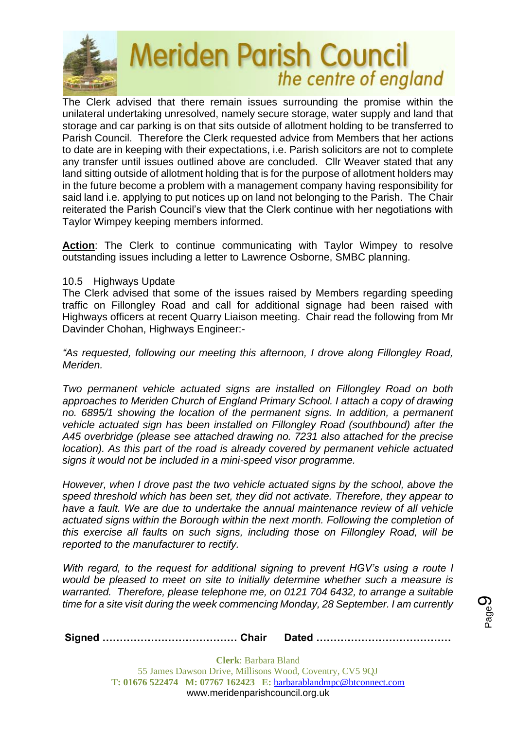The Clerk advised that there remain issues surrounding the promise within the unilateral undertaking unresolved, namely secure storage, water supply and land that storage and car parking is on that sits outside of allotment holding to be transferred to Parish Council. Therefore the Clerk requested advice from Members that her actions to date are in keeping with their expectations, i.e. Parish solicitors are not to complete any transfer until issues outlined above are concluded. Cllr Weaver stated that any land sitting outside of allotment holding that is for the purpose of allotment holders may in the future become a problem with a management company having responsibility for said land i.e. applying to put notices up on land not belonging to the Parish. The Chair reiterated the Parish Council's view that the Clerk continue with her negotiations with Taylor Wimpey keeping members informed.

**Action**: The Clerk to continue communicating with Taylor Wimpey to resolve outstanding issues including a letter to Lawrence Osborne, SMBC planning.

10.5 Highways Update

The Clerk advised that some of the issues raised by Members regarding speeding traffic on Fillongley Road and call for additional signage had been raised with Highways officers at recent Quarry Liaison meeting. Chair read the following from Mr Davinder Chohan, Highways Engineer:-

*"As requested, following our meeting this afternoon, I drove along Fillongley Road, Meriden.*

*Two permanent vehicle actuated signs are installed on Fillongley Road on both approaches to Meriden Church of England Primary School. I attach a copy of drawing no. 6895/1 showing the location of the permanent signs. In addition, a permanent vehicle actuated sign has been installed on Fillongley Road (southbound) after the A45 overbridge (please see attached drawing no. 7231 also attached for the precise location). As this part of the road is already covered by permanent vehicle actuated signs it would not be included in a mini-speed visor programme.*

*However, when I drove past the two vehicle actuated signs by the school, above the speed threshold which has been set, they did not activate. Therefore, they appear to have a fault. We are due to undertake the annual maintenance review of all vehicle actuated signs within the Borough within the next month. Following the completion of this exercise all faults on such signs, including those on Fillongley Road, will be reported to the manufacturer to rectify.*

*With regard, to the request for additional signing to prevent HGV's using a route I would be pleased to meet on site to initially determine whether such a measure is warranted. Therefore, please telephone me, on 0121 704 6432, to arrange a suitable time for a site visit during the week commencing Monday, 28 September. I am currently*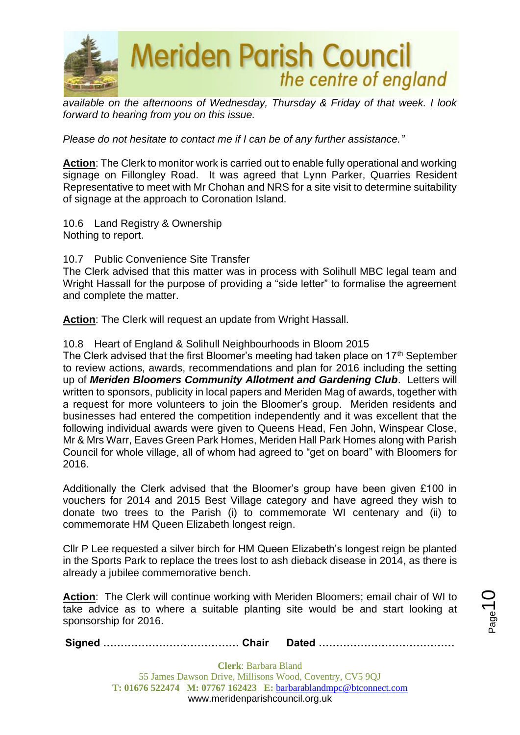*available on the afternoons of Wednesday, Thursday & Friday of that week. I look forward to hearing from you on this issue.*

*Please do not hesitate to contact me if I can be of any further assistance."*

**Action**: The Clerk to monitor work is carried out to enable fully operational and working signage on Fillongley Road. It was agreed that Lynn Parker, Quarries Resident Representative to meet with Mr Chohan and NRS for a site visit to determine suitability of signage at the approach to Coronation Island.

10.6 Land Registry & Ownership
Nothing to report.

10.7 Public Convenience Site Transfer
The Clerk advised that this matter was in process with Solihull MBC legal team and Wright Hassall for the purpose of providing a "side letter" to formalise the agreement and complete the matter.

**Action**: The Clerk will request an update from Wright Hassall.

10.8 Heart of England & Solihull Neighbourhoods in Bloom 2015
The Clerk advised that the first Bloomer's meeting had taken place on 17th September to review actions, awards, recommendations and plan for 2016 including the setting up of ***Meriden Bloomers Community Allotment and Gardening Club***. Letters will written to sponsors, publicity in local papers and Meriden Mag of awards, together with a request for more volunteers to join the Bloomer's group. Meriden residents and businesses had entered the competition independently and it was excellent that the following individual awards were given to Queens Head, Fen John, Winspear Close, Mr & Mrs Warr, Eaves Green Park Homes, Meriden Hall Park Homes along with Parish Council for whole village, all of whom had agreed to "get on board" with Bloomers for 2016.

Additionally the Clerk advised that the Bloomer's group have been given £100 in vouchers for 2014 and 2015 Best Village category and have agreed they wish to donate two trees to the Parish (i) to commemorate WI centenary and (ii) to commemorate HM Queen Elizabeth longest reign.

Cllr P Lee requested a silver birch for HM Queen Elizabeth's longest reign be planted in the Sports Park to replace the trees lost to ash dieback disease in 2014, as there is already a jubilee commemorative bench.

**Action**: The Clerk will continue working with Meriden Bloomers; email chair of WI to take advice as to where a suitable planting site would be and start looking at sponsorship for 2016.

**Signed ………………………………… Chair Dated …………………………………**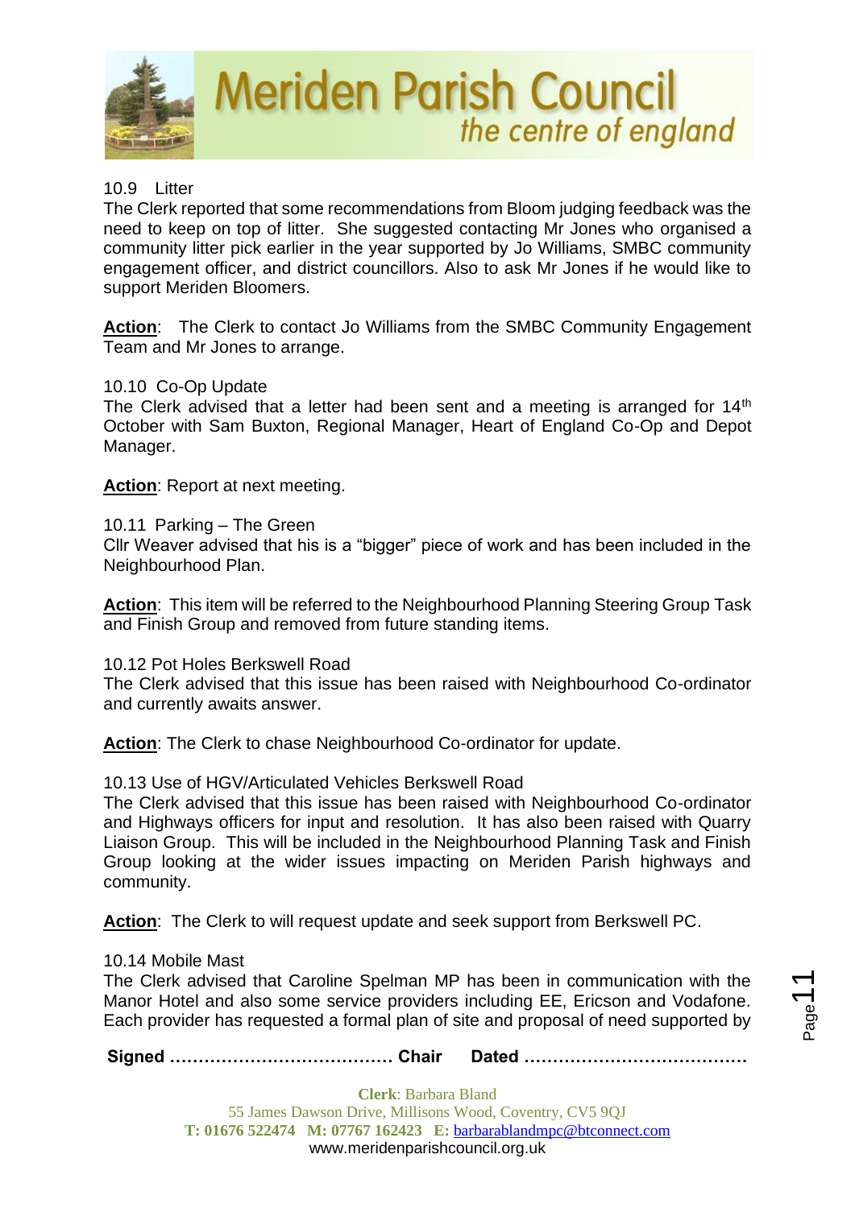10.9 Litter

The Clerk reported that some recommendations from Bloom judging feedback was the need to keep on top of litter. She suggested contacting Mr Jones who organised a community litter pick earlier in the year supported by Jo Williams, SMBC community engagement officer, and district councillors. Also to ask Mr Jones if he would like to support Meriden Bloomers.

**Action**: The Clerk to contact Jo Williams from the SMBC Community Engagement Team and Mr Jones to arrange.

10.10 Co-Op Update

The Clerk advised that a letter had been sent and a meeting is arranged for 14th October with Sam Buxton, Regional Manager, Heart of England Co-Op and Depot Manager.

**Action**: Report at next meeting.

10.11 Parking – The Green

Cllr Weaver advised that his is a "bigger" piece of work and has been included in the Neighbourhood Plan.

**Action**: This item will be referred to the Neighbourhood Planning Steering Group Task and Finish Group and removed from future standing items.

10.12 Pot Holes Berkswell Road

The Clerk advised that this issue has been raised with Neighbourhood Co-ordinator and currently awaits answer.

**Action**: The Clerk to chase Neighbourhood Co-ordinator for update.

10.13 Use of HGV/Articulated Vehicles Berkswell Road

The Clerk advised that this issue has been raised with Neighbourhood Co-ordinator and Highways officers for input and resolution. It has also been raised with Quarry Liaison Group. This will be included in the Neighbourhood Planning Task and Finish Group looking at the wider issues impacting on Meriden Parish highways and community.

**Action**: The Clerk to will request update and seek support from Berkswell PC.

10.14 Mobile Mast

The Clerk advised that Caroline Spelman MP has been in communication with the Manor Hotel and also some service providers including EE, Ericson and Vodafone. Each provider has requested a formal plan of site and proposal of need supported by

**Signed ………………………………… Chair Dated …………………………………**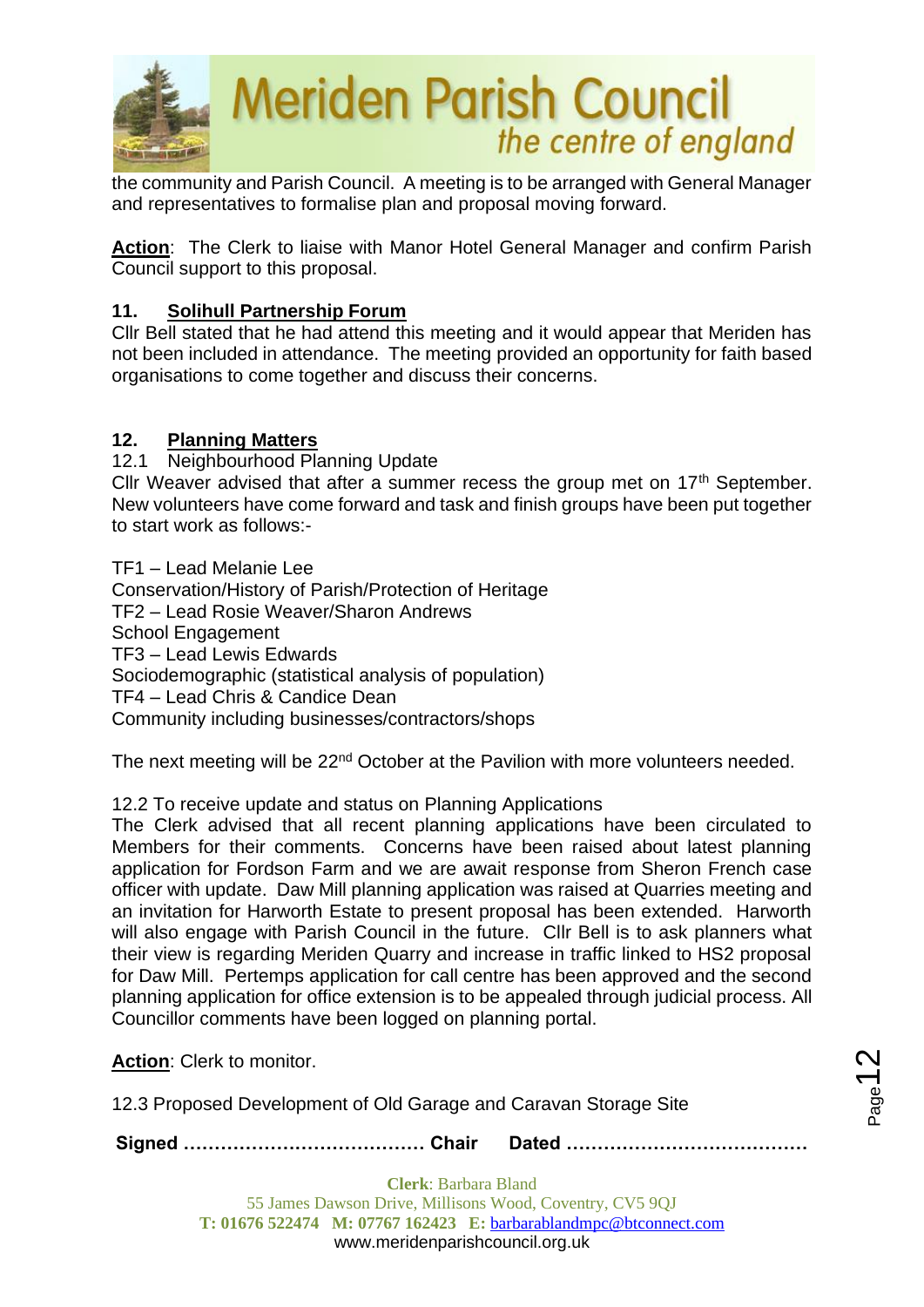the community and Parish Council. A meeting is to be arranged with General Manager and representatives to formalise plan and proposal moving forward.

**Action**: The Clerk to liaise with Manor Hotel General Manager and confirm Parish Council support to this proposal.

## 11. Solihull Partnership Forum

Cllr Bell stated that he had attend this meeting and it would appear that Meriden has not been included in attendance. The meeting provided an opportunity for faith based organisations to come together and discuss their concerns.

## 12. Planning Matters

12.1 Neighbourhood Planning Update

Cllr Weaver advised that after a summer recess the group met on 17th September. New volunteers have come forward and task and finish groups have been put together to start work as follows:-

TF1 – Lead Melanie Lee
Conservation/History of Parish/Protection of Heritage
TF2 – Lead Rosie Weaver/Sharon Andrews
School Engagement
TF3 – Lead Lewis Edwards
Sociodemographic (statistical analysis of population)
TF4 – Lead Chris & Candice Dean
Community including businesses/contractors/shops

The next meeting will be 22nd October at the Pavilion with more volunteers needed.

12.2 To receive update and status on Planning Applications

The Clerk advised that all recent planning applications have been circulated to Members for their comments. Concerns have been raised about latest planning application for Fordson Farm and we are await response from Sheron French case officer with update. Daw Mill planning application was raised at Quarries meeting and an invitation for Harworth Estate to present proposal has been extended. Harworth will also engage with Parish Council in the future. Cllr Bell is to ask planners what their view is regarding Meriden Quarry and increase in traffic linked to HS2 proposal for Daw Mill. Pertemps application for call centre has been approved and the second planning application for office extension is to be appealed through judicial process. All Councillor comments have been logged on planning portal.

**Action**: Clerk to monitor.

12.3 Proposed Development of Old Garage and Caravan Storage Site

**Signed ………………………………… Chair Dated …………………………………**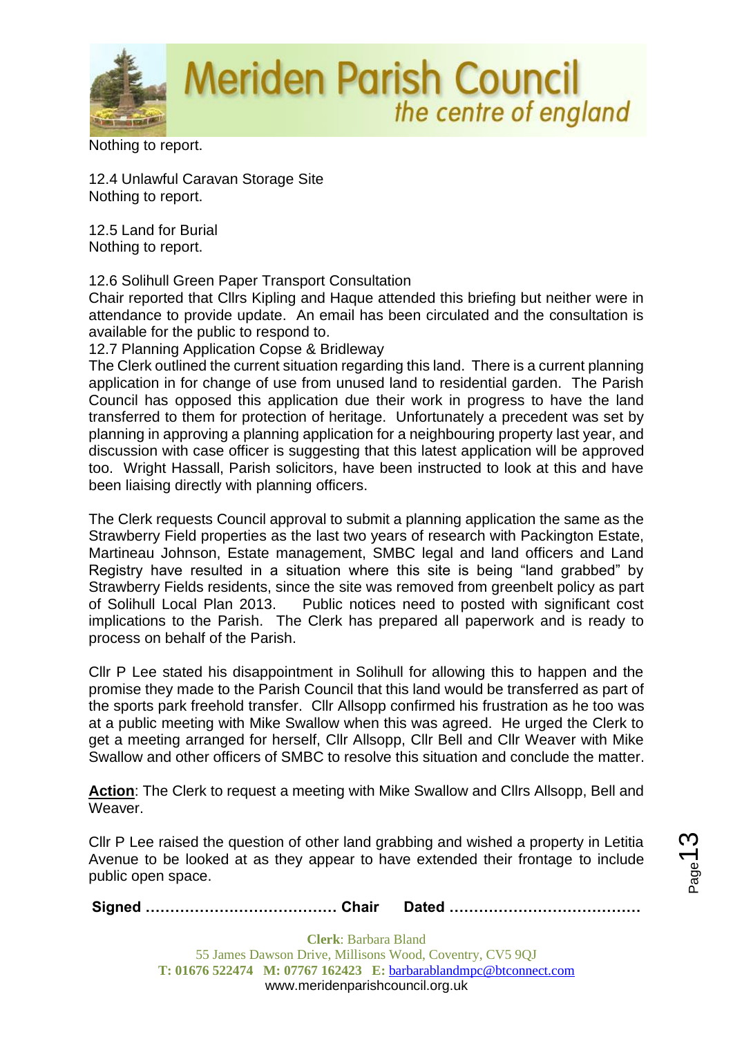Nothing to report.

12.4 Unlawful Caravan Storage Site
Nothing to report.

12.5 Land for Burial
Nothing to report.

12.6 Solihull Green Paper Transport Consultation
Chair reported that Cllrs Kipling and Haque attended this briefing but neither were in attendance to provide update. An email has been circulated and the consultation is available for the public to respond to.

12.7 Planning Application Copse & Bridleway
The Clerk outlined the current situation regarding this land. There is a current planning application in for change of use from unused land to residential garden. The Parish Council has opposed this application due their work in progress to have the land transferred to them for protection of heritage. Unfortunately a precedent was set by planning in approving a planning application for a neighbouring property last year, and discussion with case officer is suggesting that this latest application will be approved too. Wright Hassall, Parish solicitors, have been instructed to look at this and have been liaising directly with planning officers.

The Clerk requests Council approval to submit a planning application the same as the Strawberry Field properties as the last two years of research with Packington Estate, Martineau Johnson, Estate management, SMBC legal and land officers and Land Registry have resulted in a situation where this site is being "land grabbed" by Strawberry Fields residents, since the site was removed from greenbelt policy as part of Solihull Local Plan 2013. Public notices need to posted with significant cost implications to the Parish. The Clerk has prepared all paperwork and is ready to process on behalf of the Parish.

Cllr P Lee stated his disappointment in Solihull for allowing this to happen and the promise they made to the Parish Council that this land would be transferred as part of the sports park freehold transfer. Cllr Allsopp confirmed his frustration as he too was at a public meeting with Mike Swallow when this was agreed. He urged the Clerk to get a meeting arranged for herself, Cllr Allsopp, Cllr Bell and Cllr Weaver with Mike Swallow and other officers of SMBC to resolve this situation and conclude the matter.

**Action**: The Clerk to request a meeting with Mike Swallow and Cllrs Allsopp, Bell and Weaver.

Cllr P Lee raised the question of other land grabbing and wished a property in Letitia Avenue to be looked at as they appear to have extended their frontage to include public open space.

**Signed ………………………………… Chair Dated …………………………………**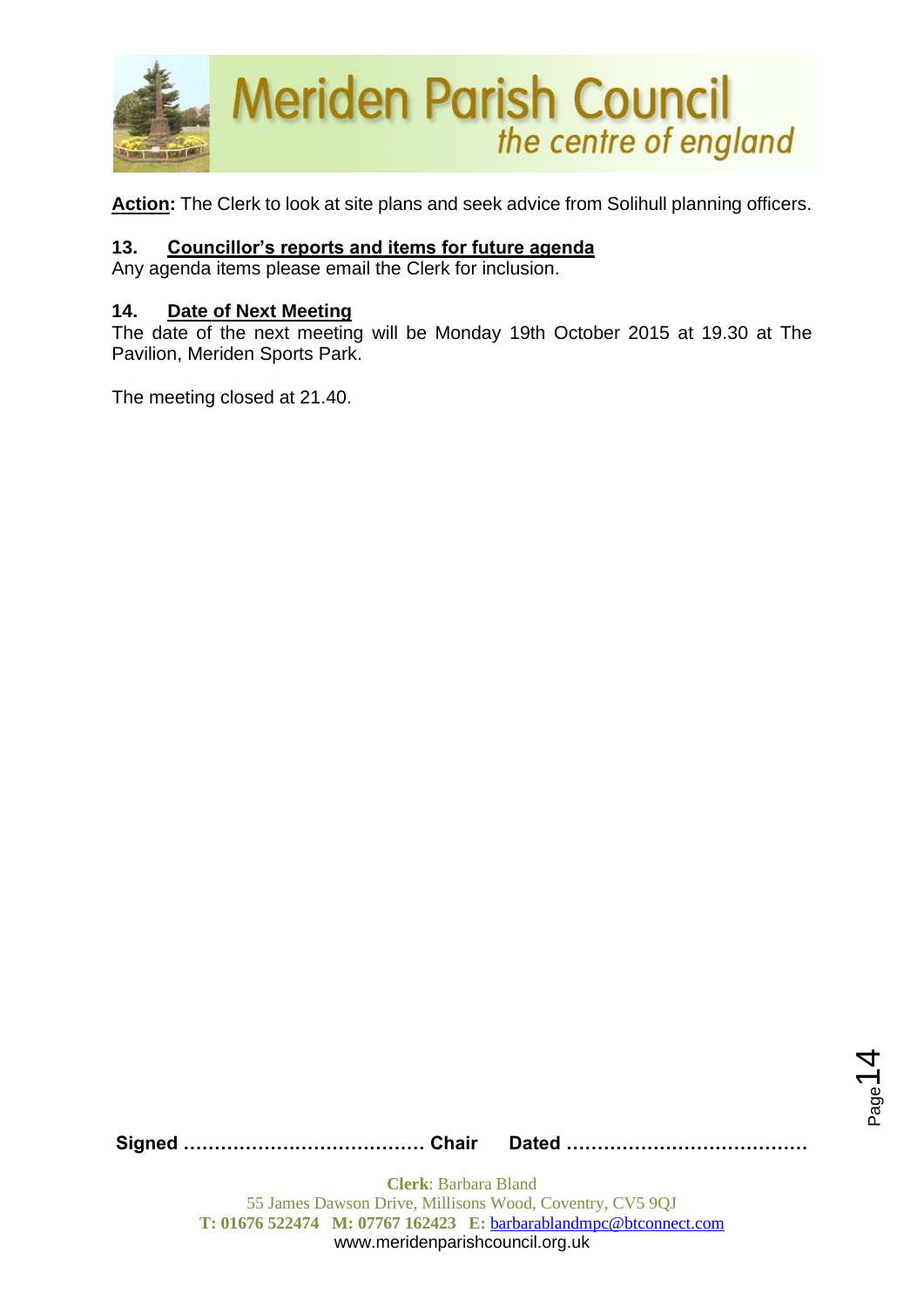**Action:** The Clerk to look at site plans and seek advice from Solihull planning officers.

## 13. Councillor's reports and items for future agenda

Any agenda items please email the Clerk for inclusion.

## 14. Date of Next Meeting

The date of the next meeting will be Monday 19th October 2015 at 19.30 at The Pavilion, Meriden Sports Park.

The meeting closed at 21.40.

**Signed ………………………………… Chair  Dated …………………………………**